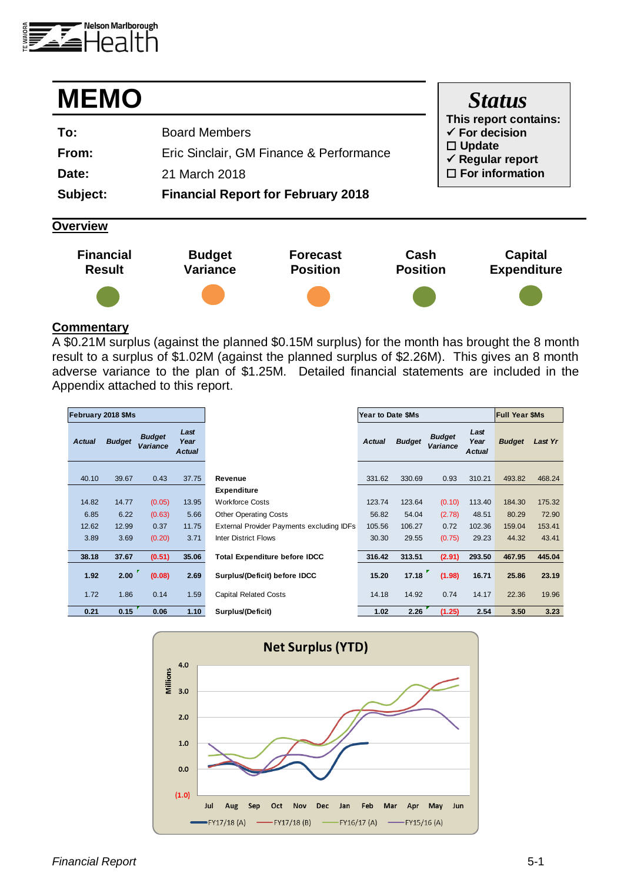Nelson Marlborough Health

# MEMO

**To:** Board Members

**From:** Eric Sinclair, GM Finance & Performance

**Date:** 21 March 2018

**Subject:** **Financial Report for February 2018**

**Status**

**This report contains:**

- ✓ For decision
- ☐ Update
- ✓ Regular report
- ☐ For information

## Overview

| Financial Result | Budget Variance | Forecast Position | Cash Position | Capital Expenditure |
|---|---|---|---|---|
| Green | Orange | Orange | Green | Green |

## Commentary

A $0.21M surplus (against the planned $0.15M surplus) for the month has brought the 8 month result to a surplus of $1.02M (against the planned surplus of $2.26M). This gives an 8 month adverse variance to the plan of $1.25M. Detailed financial statements are included in the Appendix attached to this report.

| February 2018 $Ms | | | | | Year to Date $Ms | | | | Full Year $Ms | |
|---|---|---|---|---|---|---|---|---|---|---|
| Actual | Budget | Budget Variance | Last Year Actual | | Actual | Budget | Budget Variance | Last Year Actual | Budget | Last Yr |
| 40.10 | 39.67 | 0.43 | 37.75 | **Revenue** | 331.62 | 330.69 | 0.93 | 310.21 | 493.82 | 468.24 |
| | | | | **Expenditure** | | | | | | |
| 14.82 | 14.77 | (0.05) | 13.95 | Workforce Costs | 123.74 | 123.64 | (0.10) | 113.40 | 184.30 | 175.32 |
| 6.85 | 6.22 | (0.63) | 5.66 | Other Operating Costs | 56.82 | 54.04 | (2.78) | 48.51 | 80.29 | 72.90 |
| 12.62 | 12.99 | 0.37 | 11.75 | External Provider Payments excluding IDFs | 105.56 | 106.27 | 0.72 | 102.36 | 159.04 | 153.41 |
| 3.89 | 3.69 | (0.20) | 3.71 | Inter District Flows | 30.30 | 29.55 | (0.75) | 29.23 | 44.32 | 43.41 |
| **38.18** | **37.67** | **(0.51)** | **35.06** | **Total Expenditure before IDCC** | **316.42** | **313.51** | **(2.91)** | **293.50** | **467.95** | **445.04** |
| **1.92** | **2.00** | **(0.08)** | **2.69** | **Surplus/(Deficit) before IDCC** | **15.20** | **17.18** | **(1.98)** | **16.71** | **25.86** | **23.19** |
| 1.72 | 1.86 | 0.14 | 1.59 | Capital Related Costs | 14.18 | 14.92 | 0.74 | 14.17 | 22.36 | 19.96 |
| **0.21** | **0.15** | **0.06** | **1.10** | **Surplus/(Deficit)** | **1.02** | **2.26** | **(1.25)** | **2.54** | **3.50** | **3.23** |

Net Surplus (YTD)

Millions

4.0
3.0
2.0
1.0
0.0
(1.0)

Jul Aug Sep Oct Nov Dec Jan Feb Mar Apr May Jun

FY17/18 (A) FY17/18 (B) FY16/17 (A) FY15/16 (A)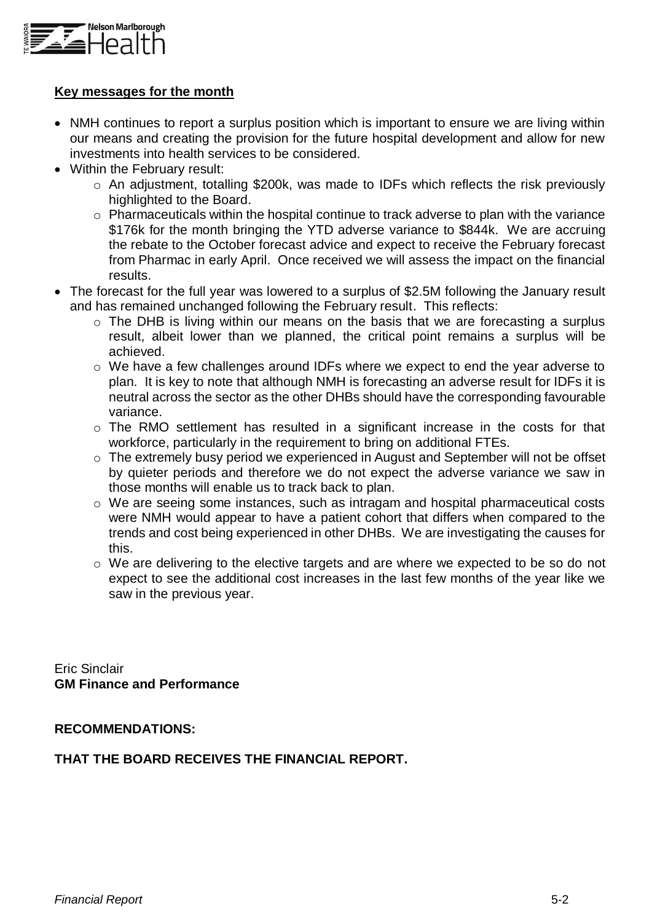**Key messages for the month**

- NMH continues to report a surplus position which is important to ensure we are living within our means and creating the provision for the future hospital development and allow for new investments into health services to be considered.
- Within the February result:
  - An adjustment, totalling $200k, was made to IDFs which reflects the risk previously highlighted to the Board.
  - Pharmaceuticals within the hospital continue to track adverse to plan with the variance $176k for the month bringing the YTD adverse variance to $844k. We are accruing the rebate to the October forecast advice and expect to receive the February forecast from Pharmac in early April. Once received we will assess the impact on the financial results.
- The forecast for the full year was lowered to a surplus of $2.5M following the January result and has remained unchanged following the February result. This reflects:
  - The DHB is living within our means on the basis that we are forecasting a surplus result, albeit lower than we planned, the critical point remains a surplus will be achieved.
  - We have a few challenges around IDFs where we expect to end the year adverse to plan. It is key to note that although NMH is forecasting an adverse result for IDFs it is neutral across the sector as the other DHBs should have the corresponding favourable variance.
  - The RMO settlement has resulted in a significant increase in the costs for that workforce, particularly in the requirement to bring on additional FTEs.
  - The extremely busy period we experienced in August and September will not be offset by quieter periods and therefore we do not expect the adverse variance we saw in those months will enable us to track back to plan.
  - We are seeing some instances, such as intragam and hospital pharmaceutical costs were NMH would appear to have a patient cohort that differs when compared to the trends and cost being experienced in other DHBs. We are investigating the causes for this.
  - We are delivering to the elective targets and are where we expected to be so do not expect to see the additional cost increases in the last few months of the year like we saw in the previous year.

Eric Sinclair
**GM Finance and Performance**

**RECOMMENDATIONS:**

**THAT THE BOARD RECEIVES THE FINANCIAL REPORT.**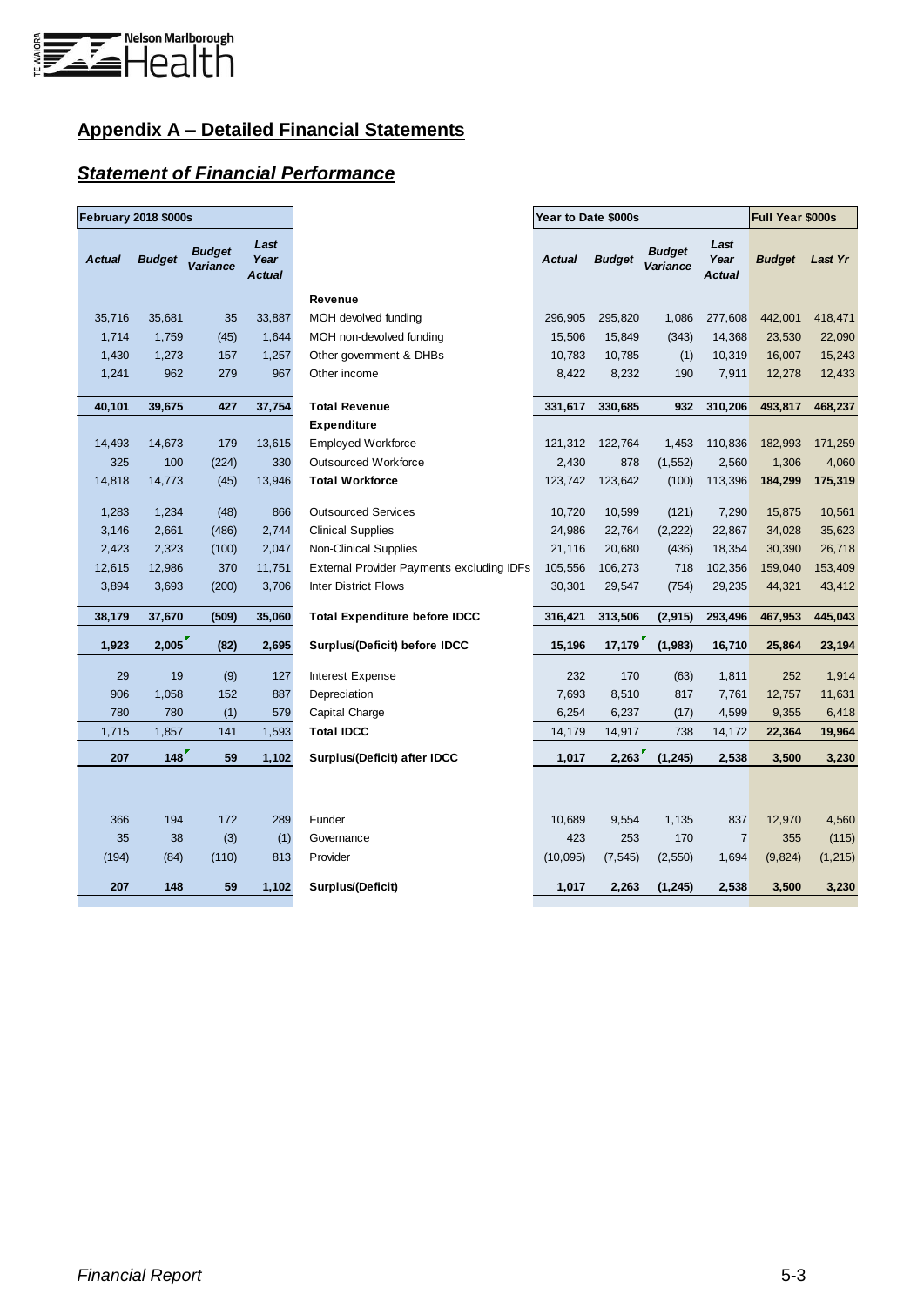## Appendix A – Detailed Financial Statements

### *Statement of Financial Performance*

| February 2018 $000s | | | | | Year to Date $000s | | | | Full Year $000s | |
|---|---|---|---|---|---|---|---|---|---|---|
| *Actual* | *Budget* | *Budget Variance* | *Last Year Actual* | | *Actual* | *Budget* | *Budget Variance* | *Last Year Actual* | *Budget* | *Last Yr* |
| | | | | **Revenue** | | | | | | |
| 35,716 | 35,681 | 35 | 33,887 | MOH devolved funding | 296,905 | 295,820 | 1,086 | 277,608 | 442,001 | 418,471 |
| 1,714 | 1,759 | (45) | 1,644 | MOH non-devolved funding | 15,506 | 15,849 | (343) | 14,368 | 23,530 | 22,090 |
| 1,430 | 1,273 | 157 | 1,257 | Other government & DHBs | 10,783 | 10,785 | (1) | 10,319 | 16,007 | 15,243 |
| 1,241 | 962 | 279 | 967 | Other income | 8,422 | 8,232 | 190 | 7,911 | 12,278 | 12,433 |
| **40,101** | **39,675** | **427** | **37,754** | **Total Revenue** | **331,617** | **330,685** | **932** | **310,206** | **493,817** | **468,237** |
| | | | | **Expenditure** | | | | | | |
| 14,493 | 14,673 | 179 | 13,615 | Employed Workforce | 121,312 | 122,764 | 1,453 | 110,836 | 182,993 | 171,259 |
| 325 | 100 | (224) | 330 | Outsourced Workforce | 2,430 | 878 | (1,552) | 2,560 | 1,306 | 4,060 |
| 14,818 | 14,773 | (45) | 13,946 | **Total Workforce** | 123,742 | 123,642 | (100) | 113,396 | **184,299** | **175,319** |
| 1,283 | 1,234 | (48) | 866 | Outsourced Services | 10,720 | 10,599 | (121) | 7,290 | 15,875 | 10,561 |
| 3,146 | 2,661 | (486) | 2,744 | Clinical Supplies | 24,986 | 22,764 | (2,222) | 22,867 | 34,028 | 35,623 |
| 2,423 | 2,323 | (100) | 2,047 | Non-Clinical Supplies | 21,116 | 20,680 | (436) | 18,354 | 30,390 | 26,718 |
| 12,615 | 12,986 | 370 | 11,751 | External Provider Payments excluding IDFs | 105,556 | 106,273 | 718 | 102,356 | 159,040 | 153,409 |
| 3,894 | 3,693 | (200) | 3,706 | Inter District Flows | 30,301 | 29,547 | (754) | 29,235 | 44,321 | 43,412 |
| **38,179** | **37,670** | **(509)** | **35,060** | **Total Expenditure before IDCC** | **316,421** | **313,506** | **(2,915)** | **293,496** | **467,953** | **445,043** |
| **1,923** | **2,005** | **(82)** | **2,695** | **Surplus/(Deficit) before IDCC** | **15,196** | **17,179** | **(1,983)** | **16,710** | **25,864** | **23,194** |
| 29 | 19 | (9) | 127 | Interest Expense | 232 | 170 | (63) | 1,811 | 252 | 1,914 |
| 906 | 1,058 | 152 | 887 | Depreciation | 7,693 | 8,510 | 817 | 7,761 | 12,757 | 11,631 |
| 780 | 780 | (1) | 579 | Capital Charge | 6,254 | 6,237 | (17) | 4,599 | 9,355 | 6,418 |
| 1,715 | 1,857 | 141 | 1,593 | **Total IDCC** | 14,179 | 14,917 | 738 | 14,172 | **22,364** | **19,964** |
| **207** | **148** | **59** | **1,102** | **Surplus/(Deficit) after IDCC** | **1,017** | **2,263** | **(1,245)** | **2,538** | **3,500** | **3,230** |
| 366 | 194 | 172 | 289 | Funder | 10,689 | 9,554 | 1,135 | 837 | 12,970 | 4,560 |
| 35 | 38 | (3) | (1) | Governance | 423 | 253 | 170 | 7 | 355 | (115) |
| (194) | (84) | (110) | 813 | Provider | (10,095) | (7,545) | (2,550) | 1,694 | (9,824) | (1,215) |
| **207** | **148** | **59** | **1,102** | **Surplus/(Deficit)** | **1,017** | **2,263** | **(1,245)** | **2,538** | **3,500** | **3,230** |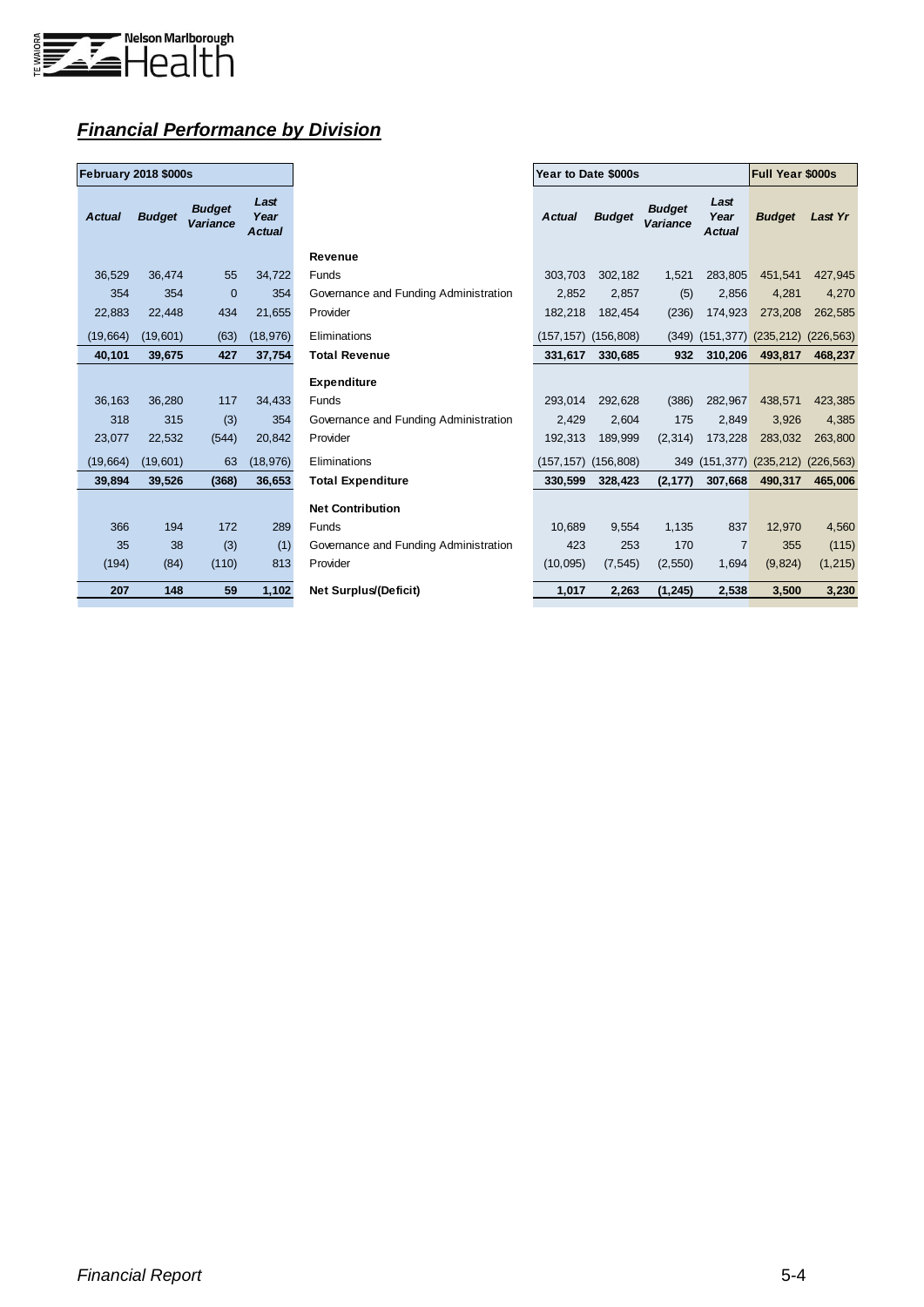## *Financial Performance by Division*

| February 2018 $000s | | | | | Year to Date $000s | | | | Full Year $000s | |
|---|---|---|---|---|---|---|---|---|---|---|
| ***Actual*** | ***Budget*** | ***Budget Variance*** | ***Last Year Actual*** | | ***Actual*** | ***Budget*** | ***Budget Variance*** | ***Last Year Actual*** | ***Budget*** | ***Last Yr*** |
| | | | | **Revenue** | | | | | | |
| 36,529 | 36,474 | 55 | 34,722 | Funds | 303,703 | 302,182 | 1,521 | 283,805 | 451,541 | 427,945 |
| 354 | 354 | 0 | 354 | Governance and Funding Administration | 2,852 | 2,857 | (5) | 2,856 | 4,281 | 4,270 |
| 22,883 | 22,448 | 434 | 21,655 | Provider | 182,218 | 182,454 | (236) | 174,923 | 273,208 | 262,585 |
| (19,664) | (19,601) | (63) | (18,976) | Eliminations | (157,157) | (156,808) | (349) | (151,377) | (235,212) | (226,563) |
| **40,101** | **39,675** | **427** | **37,754** | **Total Revenue** | **331,617** | **330,685** | **932** | **310,206** | **493,817** | **468,237** |
| | | | | **Expenditure** | | | | | | |
| 36,163 | 36,280 | 117 | 34,433 | Funds | 293,014 | 292,628 | (386) | 282,967 | 438,571 | 423,385 |
| 318 | 315 | (3) | 354 | Governance and Funding Administration | 2,429 | 2,604 | 175 | 2,849 | 3,926 | 4,385 |
| 23,077 | 22,532 | (544) | 20,842 | Provider | 192,313 | 189,999 | (2,314) | 173,228 | 283,032 | 263,800 |
| (19,664) | (19,601) | 63 | (18,976) | Eliminations | (157,157) | (156,808) | 349 | (151,377) | (235,212) | (226,563) |
| **39,894** | **39,526** | **(368)** | **36,653** | **Total Expenditure** | **330,599** | **328,423** | **(2,177)** | **307,668** | **490,317** | **465,006** |
| | | | | **Net Contribution** | | | | | | |
| 366 | 194 | 172 | 289 | Funds | 10,689 | 9,554 | 1,135 | 837 | 12,970 | 4,560 |
| 35 | 38 | (3) | (1) | Governance and Funding Administration | 423 | 253 | 170 | 7 | 355 | (115) |
| (194) | (84) | (110) | 813 | Provider | (10,095) | (7,545) | (2,550) | 1,694 | (9,824) | (1,215) |
| **207** | **148** | **59** | **1,102** | **Net Surplus/(Deficit)** | **1,017** | **2,263** | **(1,245)** | **2,538** | **3,500** | **3,230** |

*Financial Report*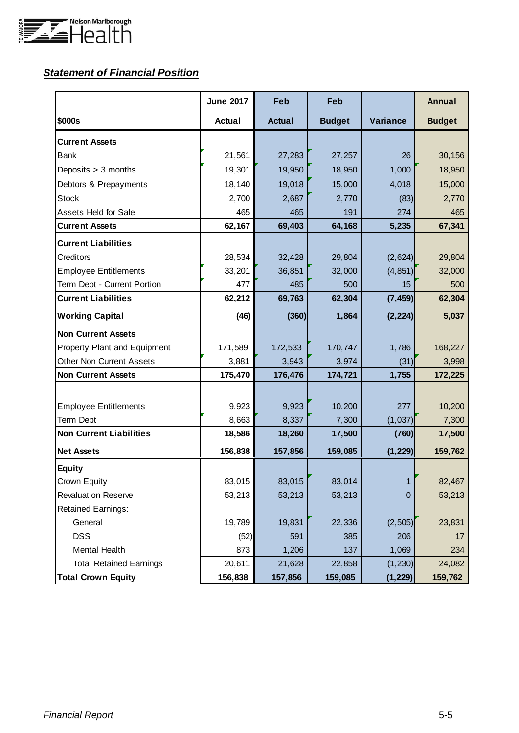## ***Statement of Financial Position***

| | June 2017 | Feb | Feb | | Annual |
|---|---|---|---|---|---|
| **$000s** | **Actual** | **Actual** | **Budget** | **Variance** | **Budget** |
| **Current Assets** | | | | | |
| Bank | 21,561 | 27,283 | 27,257 | 26 | 30,156 |
| Deposits > 3 months | 19,301 | 19,950 | 18,950 | 1,000 | 18,950 |
| Debtors & Prepayments | 18,140 | 19,018 | 15,000 | 4,018 | 15,000 |
| Stock | 2,700 | 2,687 | 2,770 | (83) | 2,770 |
| Assets Held for Sale | 465 | 465 | 191 | 274 | 465 |
| **Current Assets** | **62,167** | **69,403** | **64,168** | **5,235** | **67,341** |
| **Current Liabilities** | | | | | |
| Creditors | 28,534 | 32,428 | 29,804 | (2,624) | 29,804 |
| Employee Entitlements | 33,201 | 36,851 | 32,000 | (4,851) | 32,000 |
| Term Debt - Current Portion | 477 | 485 | 500 | 15 | 500 |
| **Current Liabilities** | **62,212** | **69,763** | **62,304** | **(7,459)** | **62,304** |
| **Working Capital** | **(46)** | **(360)** | **1,864** | **(2,224)** | **5,037** |
| **Non Current Assets** | | | | | |
| Property Plant and Equipment | 171,589 | 172,533 | 170,747 | 1,786 | 168,227 |
| Other Non Current Assets | 3,881 | 3,943 | 3,974 | (31) | 3,998 |
| **Non Current Assets** | **175,470** | **176,476** | **174,721** | **1,755** | **172,225** |
| Employee Entitlements | 9,923 | 9,923 | 10,200 | 277 | 10,200 |
| Term Debt | 8,663 | 8,337 | 7,300 | (1,037) | 7,300 |
| **Non Current Liabilities** | **18,586** | **18,260** | **17,500** | **(760)** | **17,500** |
| **Net Assets** | **156,838** | **157,856** | **159,085** | **(1,229)** | **159,762** |
| **Equity** | | | | | |
| Crown Equity | 83,015 | 83,015 | 83,014 | 1 | 82,467 |
| Revaluation Reserve | 53,213 | 53,213 | 53,213 | 0 | 53,213 |
| Retained Earnings: | | | | | |
| General | 19,789 | 19,831 | 22,336 | (2,505) | 23,831 |
| DSS | (52) | 591 | 385 | 206 | 17 |
| Mental Health | 873 | 1,206 | 137 | 1,069 | 234 |
| Total Retained Earnings | 20,611 | 21,628 | 22,858 | (1,230) | 24,082 |
| **Total Crown Equity** | **156,838** | **157,856** | **159,085** | **(1,229)** | **159,762** |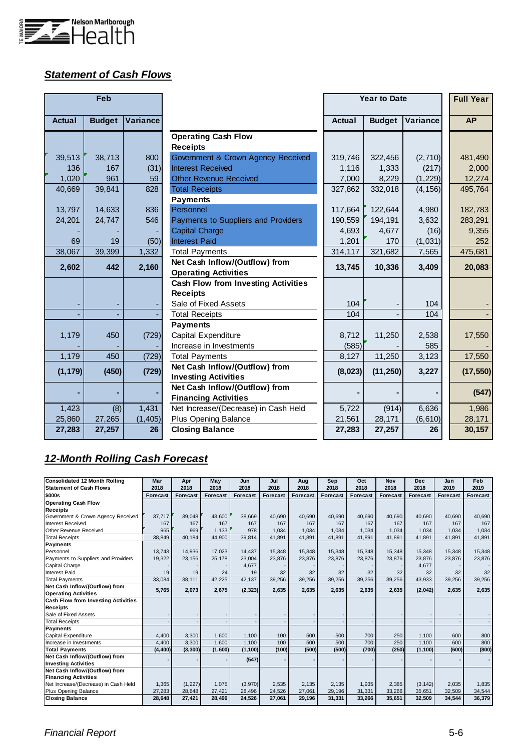## *Statement of Cash Flows*

| Feb Actual | Feb Budget | Feb Variance | | Year to Date Actual | Year to Date Budget | Year to Date Variance | Full Year AP |
|---|---|---|---|---|---|---|---|
| | | | **Operating Cash Flow** | | | | |
| | | | **Receipts** | | | | |
| 39,513 | 38,713 | 800 | Government & Crown Agency Received | 319,746 | 322,456 | (2,710) | 481,490 |
| 136 | 167 | (31) | Interest Received | 1,116 | 1,333 | (217) | 2,000 |
| 1,020 | 961 | 59 | Other Revenue Received | 7,000 | 8,229 | (1,229) | 12,274 |
| 40,669 | 39,841 | 828 | Total Receipts | 327,862 | 332,018 | (4,156) | 495,764 |
| | | | **Payments** | | | | |
| 13,797 | 14,633 | 836 | Personnel | 117,664 | 122,644 | 4,980 | 182,783 |
| 24,201 | 24,747 | 546 | Payments to Suppliers and Providers | 190,559 | 194,191 | 3,632 | 283,291 |
| - | - | - | Capital Charge | 4,693 | 4,677 | (16) | 9,355 |
| 69 | 19 | (50) | Interest Paid | 1,201 | 170 | (1,031) | 252 |
| 38,067 | 39,399 | 1,332 | Total Payments | 314,117 | 321,682 | 7,565 | 475,681 |
| **2,602** | **442** | **2,160** | **Net Cash Inflow/(Outflow) from Operating Activities** | **13,745** | **10,336** | **3,409** | **20,083** |
| | | | **Cash Flow from Investing Activities** | | | | |
| | | | **Receipts** | | | | |
| - | - | - | Sale of Fixed Assets | 104 | - | 104 | - |
| - | - | - | Total Receipts | 104 | - | 104 | - |
| | | | **Payments** | | | | |
| 1,179 | 450 | (729) | Capital Expenditure | 8,712 | 11,250 | 2,538 | 17,550 |
| - | - | - | Increase in Investments | (585) | - | 585 | - |
| 1,179 | 450 | (729) | Total Payments | 8,127 | 11,250 | 3,123 | 17,550 |
| **(1,179)** | **(450)** | **(729)** | **Net Cash Inflow/(Outflow) from Investing Activities** | **(8,023)** | **(11,250)** | **3,227** | **(17,550)** |
| **-** | **-** | **-** | **Net Cash Inflow/(Outflow) from Financing Activities** | **-** | **-** | **-** | **(547)** |
| 1,423 | (8) | 1,431 | Net Increase/(Decrease) in Cash Held | 5,722 | (914) | 6,636 | 1,986 |
| 25,860 | 27,265 | (1,405) | Plus Opening Balance | 21,561 | 28,171 | (6,610) | 28,171 |
| **27,283** | **27,257** | **26** | **Closing Balance** | **27,283** | **27,257** | **26** | **30,157** |

## *12-Month Rolling Cash Forecast*

| Consolidated 12 Month Rolling Statement of Cash Flows $000s | Mar 2018 Forecast | Apr 2018 Forecast | May 2018 Forecast | Jun 2018 Forecast | Jul 2018 Forecast | Aug 2018 Forecast | Sep 2018 Forecast | Oct 2018 Forecast | Nov 2018 Forecast | Dec 2018 Forecast | Jan 2019 Forecast | Feb 2019 Forecast |
|---|---|---|---|---|---|---|---|---|---|---|---|---|
| **Operating Cash Flow** | | | | | | | | | | | | |
| **Receipts** | | | | | | | | | | | | |
| Government & Crown Agency Received | 37,717 | 39,048 | 43,600 | 38,669 | 40,690 | 40,690 | 40,690 | 40,690 | 40,690 | 40,690 | 40,690 | 40,690 |
| Interest Received | 167 | 167 | 167 | 167 | 167 | 167 | 167 | 167 | 167 | 167 | 167 | 167 |
| Other Revenue Received | 965 | 969 | 1,133 | 978 | 1,034 | 1,034 | 1,034 | 1,034 | 1,034 | 1,034 | 1,034 | 1,034 |
| Total Receipts | 38,849 | 40,184 | 44,900 | 39,814 | 41,891 | 41,891 | 41,891 | 41,891 | 41,891 | 41,891 | 41,891 | 41,891 |
| **Payments** | | | | | | | | | | | | |
| Personnel | 13,743 | 14,936 | 17,023 | 14,437 | 15,348 | 15,348 | 15,348 | 15,348 | 15,348 | 15,348 | 15,348 | 15,348 |
| Payments to Suppliers and Providers | 19,322 | 23,156 | 25,178 | 23,004 | 23,876 | 23,876 | 23,876 | 23,876 | 23,876 | 23,876 | 23,876 | 23,876 |
| Capital Charge | - | - | - | 4,677 | - | - | - | - | - | 4,677 | - | - |
| Interest Paid | 19 | 19 | 24 | 19 | 32 | 32 | 32 | 32 | 32 | 32 | 32 | 32 |
| Total Payments | 33,084 | 38,111 | 42,225 | 42,137 | 39,256 | 39,256 | 39,256 | 39,256 | 39,256 | 43,933 | 39,256 | 39,256 |
| **Net Cash Inflow/(Outflow) from Operating Activities** | **5,765** | **2,073** | **2,675** | **(2,323)** | **2,635** | **2,635** | **2,635** | **2,635** | **2,635** | **(2,042)** | **2,635** | **2,635** |
| **Cash Flow from Investing Activities** | | | | | | | | | | | | |
| **Receipts** | | | | | | | | | | | | |
| Sale of Fixed Assets | - | - | - | - | - | - | - | - | - | - | - | - |
| Total Receipts | - | - | - | - | - | - | - | - | - | - | - | - |
| **Payments** | | | | | | | | | | | | |
| Capital Expenditure | 4,400 | 3,300 | 1,600 | 1,100 | 100 | 500 | 500 | 700 | 250 | 1,100 | 600 | 800 |
| Increase in Investments | 4,400 | 3,300 | 1,600 | 1,100 | 100 | 500 | 500 | 700 | 250 | 1,100 | 600 | 800 |
| **Total Payments** | **(4,400)** | **(3,300)** | **(1,600)** | **(1,100)** | **(100)** | **(500)** | **(500)** | **(700)** | **(250)** | **(1,100)** | **(600)** | **(800)** |
| **Net Cash Inflow/(Outflow) from Investing Activities** | **-** | **-** | **-** | **(547)** | **-** | **-** | **-** | **-** | **-** | **-** | **-** | **-** |
| **Net Cash Inflow/(Outflow) from Financing Activities** | | | | | | | | | | | | |
| Net Increase/(Decrease) in Cash Held | 1,365 | (1,227) | 1,075 | (3,970) | 2,535 | 2,135 | 2,135 | 1,935 | 2,385 | (3,142) | 2,035 | 1,835 |
| Plus Opening Balance | 27,283 | 28,648 | 27,421 | 28,496 | 24,526 | 27,061 | 29,196 | 31,331 | 33,266 | 35,651 | 32,509 | 34,544 |
| **Closing Balance** | **28,648** | **27,421** | **28,496** | **24,526** | **27,061** | **29,196** | **31,331** | **33,266** | **35,651** | **32,509** | **34,544** | **36,379** |